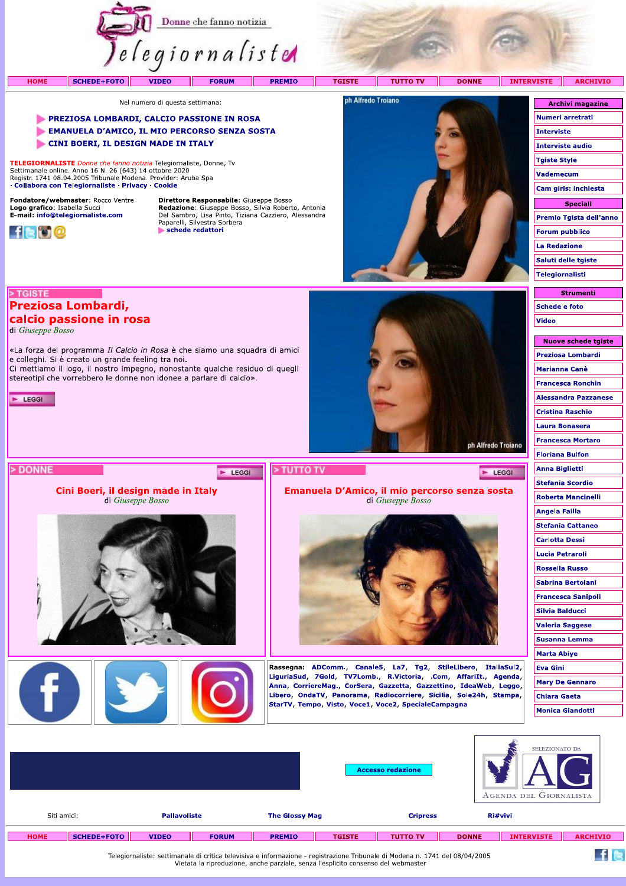# Telegiornaliste – Donne che fanno notizia

HOME | SCHEDE+FOTO | VIDEO | FORUM | PREMIO | TGISTE | TUTTO TV | DONNE | INTERVISTE | ARCHIVIO

Nel numero di questa settimana:

- PREZIOSA LOMBARDI, CALCIO PASSIONE IN ROSA
- EMANUELA D'AMICO, IL MIO PERCORSO SENZA SOSTA
- CINI BOERI, IL DESIGN MADE IN ITALY

**TELEGIORNALISTE** *Donne che fanno notizia* Telegiornaliste, Donne, Tv
Settimanale online. Anno 16 N. 26 (643) 14 ottobre 2020
Registr. 1741 08.04.2005 Tribunale Modena. Provider: Aruba Spa
· Collabora con Telegiornaliste · Privacy · Cookie

**Fondatore/webmaster**: Rocco Ventre
**Logo grafico**: Isabella Succi
**E-mail**: info@telegiornaliste.com

**Direttore Responsabile**: Giuseppe Bosso
**Redazione**: Giuseppe Bosso, Silvia Roberto, Antonia Del Sambro, Lisa Pinto, Tiziana Cazziero, Alessandra Paparelli, Silvestra Sorbera
schede redattori

ph Alfredo Troiano

Archivi magazine
- Numeri arretrati
- Interviste
- Interviste audio
- Tgiste Style
- Vademecum
- Cam girls: inchiesta

Speciali
- Premio Tgista dell'anno
- Forum pubblico
- La Redazione
- Saluti delle tgiste
- Telegiornalisti

## > TGISTE

## Preziosa Lombardi, calcio passione in rosa

di *Giuseppe Bosso*

«La forza del programma *Il Calcio in Rosa* è che siamo una squadra di amici e colleghi. Si è creato un grande feeling tra noi.
Ci mettiamo il logo, il nostro impegno, nonostante qualche residuo di quegli stereotipi che vorrebbero le donne non idonee a parlare di calcio».

LEGGI

ph Alfredo Troiano

Strumenti
- Schede e foto
- Video

Nuove schede tgiste
- Preziosa Lombardi
- Marianna Canè
- Francesca Ronchin
- Alessandra Pazzanese
- Cristina Raschio
- Laura Bonasera
- Francesca Mortaro
- Floriana Bulfon
- Anna Biglietti
- Stefania Scordio
- Roberta Mancinelli
- Angela Failla
- Stefania Cattaneo
- Carlotta Dessì
- Lucia Petraroli
- Rossella Russo
- Sabrina Bertolani
- Francesca Sanipoli
- Silvia Balducci
- Valeria Saggese
- Susanna Lemma
- Marta Abiye
- Eva Gini
- Mary De Gennaro
- Chiara Gaeta
- Monica Giandotti

## > DONNE

LEGGI

### Cini Boeri, il design made in Italy

di *Giuseppe Bosso*

## > TUTTO TV

LEGGI

### Emanuela D'Amico, il mio percorso senza sosta

di *Giuseppe Bosso*

**Rassegna:** ADComm., Canale5, La7, Tg2, StileLibero, ItaliaSul2, LiguriaSud, 7Gold, TV7Lomb., R.Victoria, .Com, AffariIt., Agenda, Anna, CorriereMag., CorSera, Gazzetta, Gazzettino, IdeaWeb, Leggo, Libero, OndaTV, Panorama, Radiocorriere, Sicilia, Sole24h, Stampa, StarTV, Tempo, Visto, Voce1, Voce2, SpecialeCampagna

Accesso redazione

SELEZIONATO DA AG – Agenda del Giornalista

Siti amici: Pallavoliste | The Glossy Mag | Cripress | Ri#vivi

HOME | SCHEDE+FOTO | VIDEO | FORUM | PREMIO | TGISTE | TUTTO TV | DONNE | INTERVISTE | ARCHIVIO

Telegiornaliste: settimanale di critica televisiva e informazione - registrazione Tribunale di Modena n. 1741 del 08/04/2005
Vietata la riproduzione, anche parziale, senza l'esplicito consenso del webmaster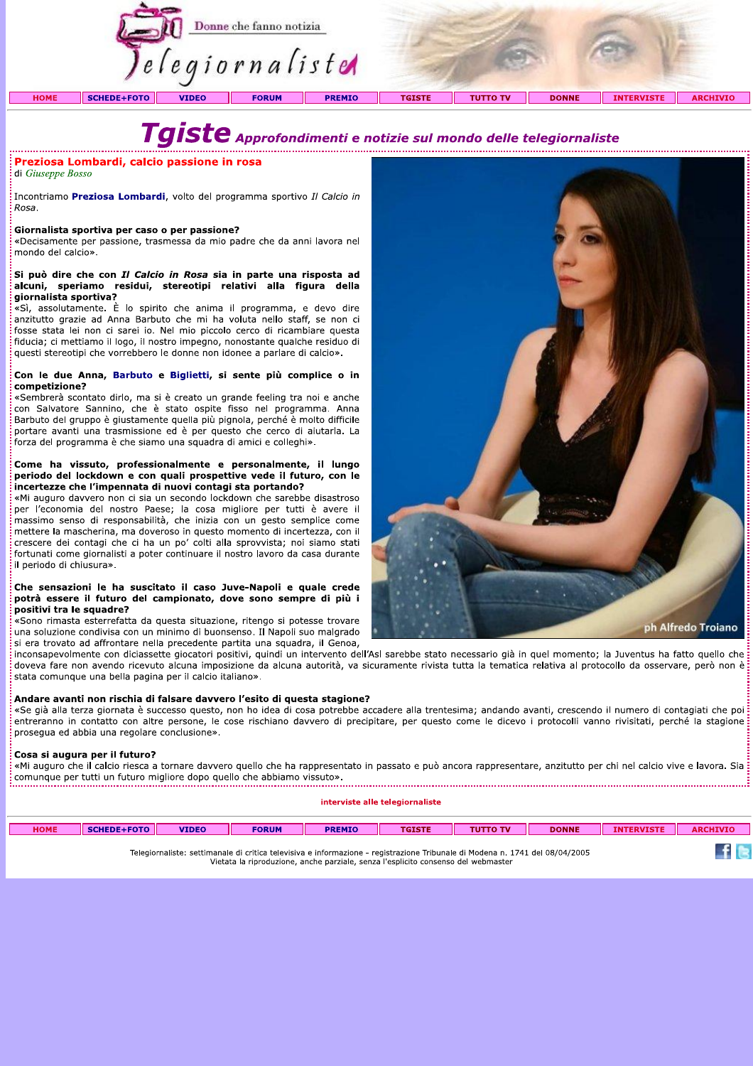# Tgiste Approfondimenti e notizie sul mondo delle telegiornaliste

## Preziosa Lombardi, calcio passione in rosa

di *Giuseppe Bosso*

Incontriamo **Preziosa Lombardi**, volto del programma sportivo *Il Calcio in Rosa*.

**Giornalista sportiva per caso o per passione?**
«Decisamente per passione, trasmessa da mio padre che da anni lavora nel mondo del calcio».

**Si può dire che con *Il Calcio in Rosa* sia in parte una risposta ad alcuni, speriamo residui, stereotipi relativi alla figura della giornalista sportiva?**
«Sì, assolutamente. È lo spirito che anima il programma, e devo dire anzitutto grazie ad Anna Barbuto che mi ha voluta nello staff, se non ci fosse stata lei non ci sarei io. Nel mio piccolo cerco di ricambiare questa fiducia; ci mettiamo il logo, il nostro impegno, nonostante qualche residuo di questi stereotipi che vorrebbero le donne non idonee a parlare di calcio».

**Con le due Anna, Barbuto e Biglietti, si sente più complice o in competizione?**
«Sembrerà scontato dirlo, ma si è creato un grande feeling tra noi e anche con Salvatore Sannino, che è stato ospite fisso nel programma. Anna Barbuto del gruppo è giustamente quella più pignola, perché è molto difficile portare avanti una trasmissione ed è per questo che cerco di aiutarla. La forza del programma è che siamo una squadra di amici e colleghi».

**Come ha vissuto, professionalmente e personalmente, il lungo periodo del lockdown e con quali prospettive vede il futuro, con le incertezze che l'impennata di nuovi contagi sta portando?**
«Mi auguro davvero non ci sia un secondo lockdown che sarebbe disastroso per l'economia del nostro Paese; la cosa migliore per tutti è avere il massimo senso di responsabilità, che inizia con un gesto semplice come mettere la mascherina, ma doveroso in questo momento di incertezza, con il crescere dei contagi che ci ha un po' colti alla sprovvista; noi siamo stati fortunati come giornalisti a poter continuare il nostro lavoro da casa durante il periodo di chiusura».

**Che sensazioni le ha suscitato il caso Juve-Napoli e quale crede potrà essere il futuro del campionato, dove sono sempre di più i positivi tra le squadre?**
«Sono rimasta esterrefatta da questa situazione, ritengo si potesse trovare una soluzione condivisa con un minimo di buonsenso. Il Napoli suo malgrado si era trovato ad affrontare nella precedente partita una squadra, il Genoa, inconsapevolmente con diciassette giocatori positivi, quindi un intervento dell'Asl sarebbe stato necessario già in quel momento; la Juventus ha fatto quello che doveva fare non avendo ricevuto alcuna imposizione da alcuna autorità, va sicuramente rivista tutta la tematica relativa al protocollo da osservare, però non è stata comunque una bella pagina per il calcio italiano».

**Andare avanti non rischia di falsare davvero l'esito di questa stagione?**
«Se già alla terza giornata è successo questo, non ho idea di cosa potrebbe accadere alla trentesima; andando avanti, crescendo il numero di contagiati che poi entreranno in contatto con altre persone, le cose rischiano davvero di precipitare, per questo come le dicevo i protocolli vanno rivisitati, perché la stagione prosegua ed abbia una regolare conclusione».

**Cosa si augura per il futuro?**
«Mi auguro che il calcio riesca a tornare davvero quello che ha rappresentato in passato e può ancora rappresentare, anzitutto per chi nel calcio vive e lavora. Sia comunque per tutti un futuro migliore dopo quello che abbiamo vissuto».

ph Alfredo Troiano

interviste alle telegiornaliste

Telegiornaliste: settimanale di critica televisiva e informazione - registrazione Tribunale di Modena n. 1741 del 08/04/2005
Vietata la riproduzione, anche parziale, senza l'esplicito consenso del webmaster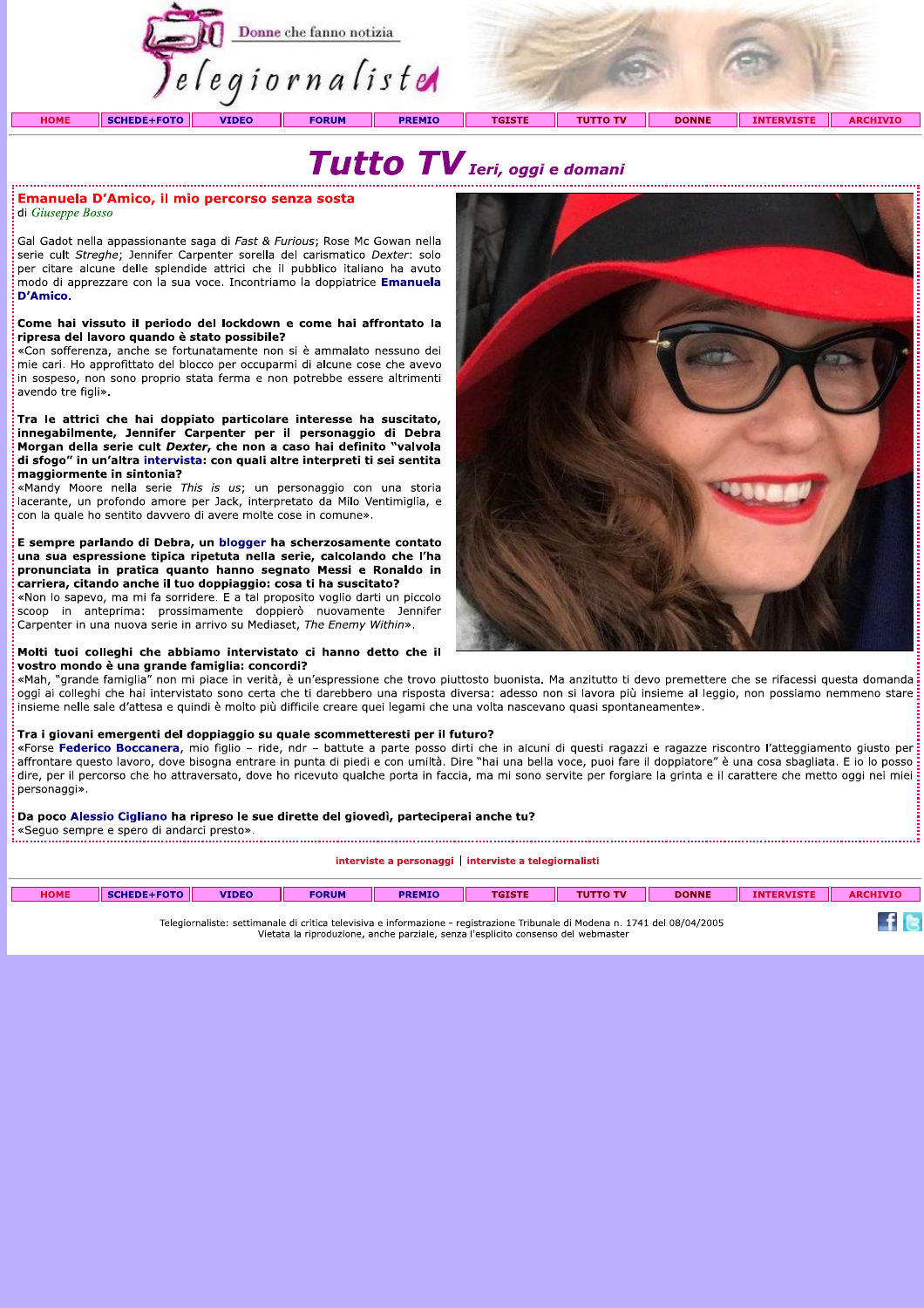Donne che fanno notizia

Telegiornaliste

HOME | SCHEDE+FOTO | VIDEO | FORUM | PREMIO | TGISTE | TUTTO TV | DONNE | INTERVISTE | ARCHIVIO

# Tutto TV *Ieri, oggi e domani*

## Emanuela D'Amico, il mio percorso senza sosta

di *Giuseppe Bosso*

Gal Gadot nella appassionante saga di *Fast & Furious*; Rose Mc Gowan nella serie cult *Streghe*; Jennifer Carpenter sorella del carismatico *Dexter*: solo per citare alcune delle splendide attrici che il pubblico italiano ha avuto modo di apprezzare con la sua voce. Incontriamo la doppiatrice **Emanuela D'Amico**.

**Come hai vissuto il periodo del lockdown e come hai affrontato la ripresa del lavoro quando è stato possibile?**

«Con sofferenza, anche se fortunatamente non si è ammalato nessuno dei mie cari. Ho approfittato del blocco per occuparmi di alcune cose che avevo in sospeso, non sono proprio stata ferma e non potrebbe essere altrimenti avendo tre figli».

**Tra le attrici che hai doppiato particolare interesse ha suscitato, innegabilmente, Jennifer Carpenter per il personaggio di Debra Morgan della serie cult *Dexter*, che non a caso hai definito "valvola di sfogo" in un'altra intervista: con quali altre interpreti ti sei sentita maggiormente in sintonia?**

«Mandy Moore nella serie *This is us*; un personaggio con una storia lacerante, un profondo amore per Jack, interpretato da Milo Ventimiglia, e con la quale ho sentito davvero di avere molte cose in comune».

**E sempre parlando di Debra, un blogger ha scherzosamente contato una sua espressione tipica ripetuta nella serie, calcolando che l'ha pronunciata in pratica quanto hanno segnato Messi e Ronaldo in carriera, citando anche il tuo doppiaggio: cosa ti ha suscitato?**

«Non lo sapevo, ma mi fa sorridere. E a tal proposito voglio darti un piccolo scoop in anteprima: prossimamente doppierò nuovamente Jennifer Carpenter in una nuova serie in arrivo su Mediaset, *The Enemy Within*».

**Molti tuoi colleghi che abbiamo intervistato ci hanno detto che il vostro mondo è una grande famiglia: concordi?**

«Mah, "grande famiglia" non mi piace in verità, è un'espressione che trovo piuttosto buonista. Ma anzitutto ti devo premettere che se rifacessi questa domanda oggi ai colleghi che hai intervistato sono certa che ti darebbero una risposta diversa: adesso non si lavora più insieme al leggio, non possiamo nemmeno stare insieme nelle sale d'attesa e quindi è molto più difficile creare quei legami che una volta nascevano quasi spontaneamente».

**Tra i giovani emergenti del doppiaggio su quale scommetteresti per il futuro?**

«Forse **Federico Boccanera**, mio figlio – ride, ndr – battute a parte posso dirti che in alcuni di questi ragazzi e ragazze riscontro l'atteggiamento giusto per affrontare questo lavoro, dove bisogna entrare in punta di piedi e con umiltà. Dire "hai una bella voce, puoi fare il doppiatore" è una cosa sbagliata. E io lo posso dire, per il percorso che ho attraversato, dove ho ricevuto qualche porta in faccia, ma mi sono servite per forgiare la grinta e il carattere che metto oggi nei miei personaggi».

**Da poco Alessio Cigliano ha ripreso le sue dirette del giovedì, parteciperai anche tu?**

«Seguo sempre e spero di andarci presto».

interviste a personaggi | interviste a telegiornalisti

HOME | SCHEDE+FOTO | VIDEO | FORUM | PREMIO | TGISTE | TUTTO TV | DONNE | INTERVISTE | ARCHIVIO

Telegiornaliste: settimanale di critica televisiva e informazione - registrazione Tribunale di Modena n. 1741 del 08/04/2005
Vietata la riproduzione, anche parziale, senza l'esplicito consenso del webmaster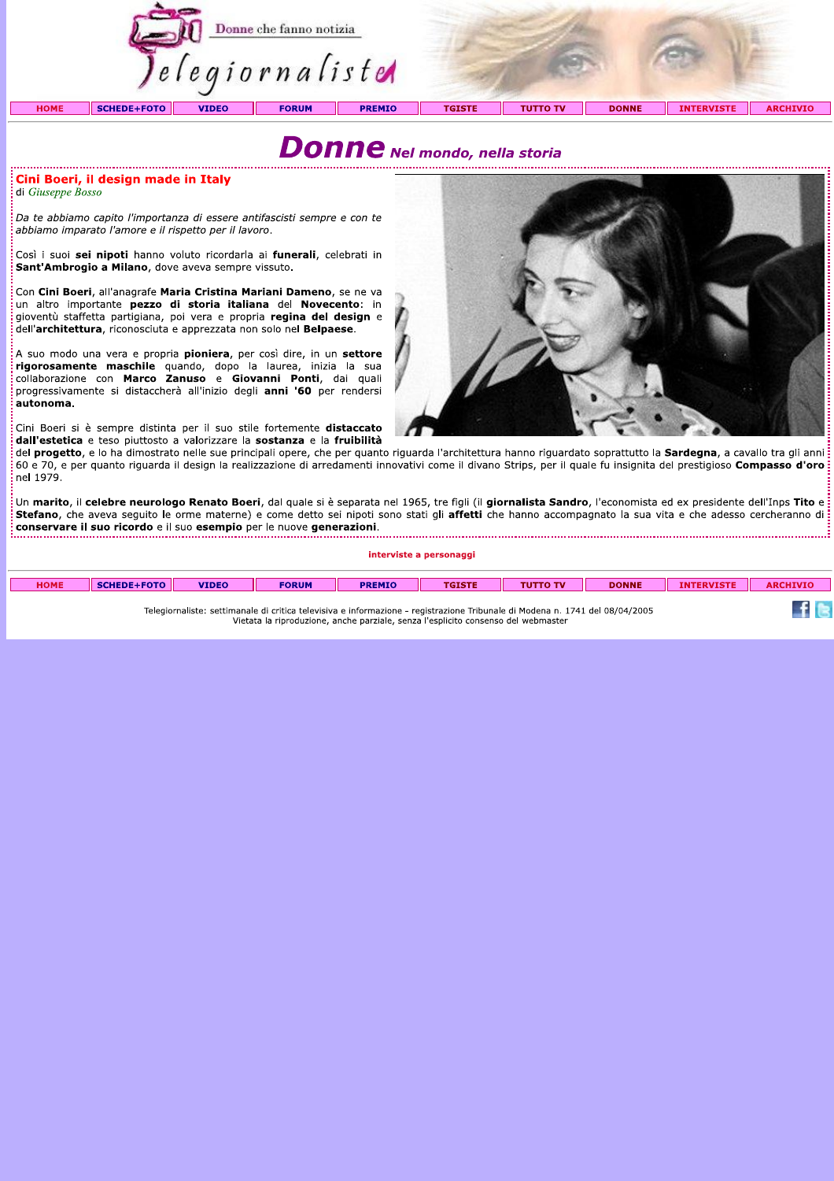# **Donne** *Nel mondo, nella storia*

## Cini Boeri, il design made in Italy

di *Giuseppe Bosso*

*Da te abbiamo capito l'importanza di essere antifascisti sempre e con te abbiamo imparato l'amore e il rispetto per il lavoro*.

Così i suoi **sei nipoti** hanno voluto ricordarla ai **funerali**, celebrati in **Sant'Ambrogio a Milano**, dove aveva sempre vissuto.

Con **Cini Boeri**, all'anagrafe **Maria Cristina Mariani Dameno**, se ne va un altro importante **pezzo di storia italiana** del **Novecento**: in gioventù staffetta partigiana, poi vera e propria **regina del design** e dell'**architettura**, riconosciuta e apprezzata non solo nel **Belpaese**.

A suo modo una vera e propria **pioniera**, per così dire, in un **settore rigorosamente maschile** quando, dopo la laurea, inizia la sua collaborazione con **Marco Zanuso** e **Giovanni Ponti**, dai quali progressivamente si distaccherà all'inizio degli **anni '60** per rendersi **autonoma**.

Cini Boeri si è sempre distinta per il suo stile fortemente **distaccato dall'estetica** e teso piuttosto a valorizzare la **sostanza** e la **fruibilità** del **progetto**, e lo ha dimostrato nelle sue principali opere, che per quanto riguarda l'architettura hanno riguardato soprattutto la **Sardegna**, a cavallo tra gli anni 60 e 70, e per quanto riguarda il design la realizzazione di arredamenti innovativi come il divano Strips, per il quale fu insignita del prestigioso **Compasso d'oro** nel 1979.

Un **marito**, il **celebre neurologo Renato Boeri**, dal quale si è separata nel 1965, tre figli (il **giornalista Sandro**, l'economista ed ex presidente dell'Inps **Tito** e **Stefano**, che aveva seguito le orme materne) e come detto sei nipoti sono stati gli **affetti** che hanno accompagnato la sua vita e che adesso cercheranno di **conservare il suo ricordo** e il suo **esempio** per le nuove **generazioni**.

interviste a personaggi

Telegiornaliste: settimanale di critica televisiva e informazione - registrazione Tribunale di Modena n. 1741 del 08/04/2005
Vietata la riproduzione, anche parziale, senza l'esplicito consenso del webmaster